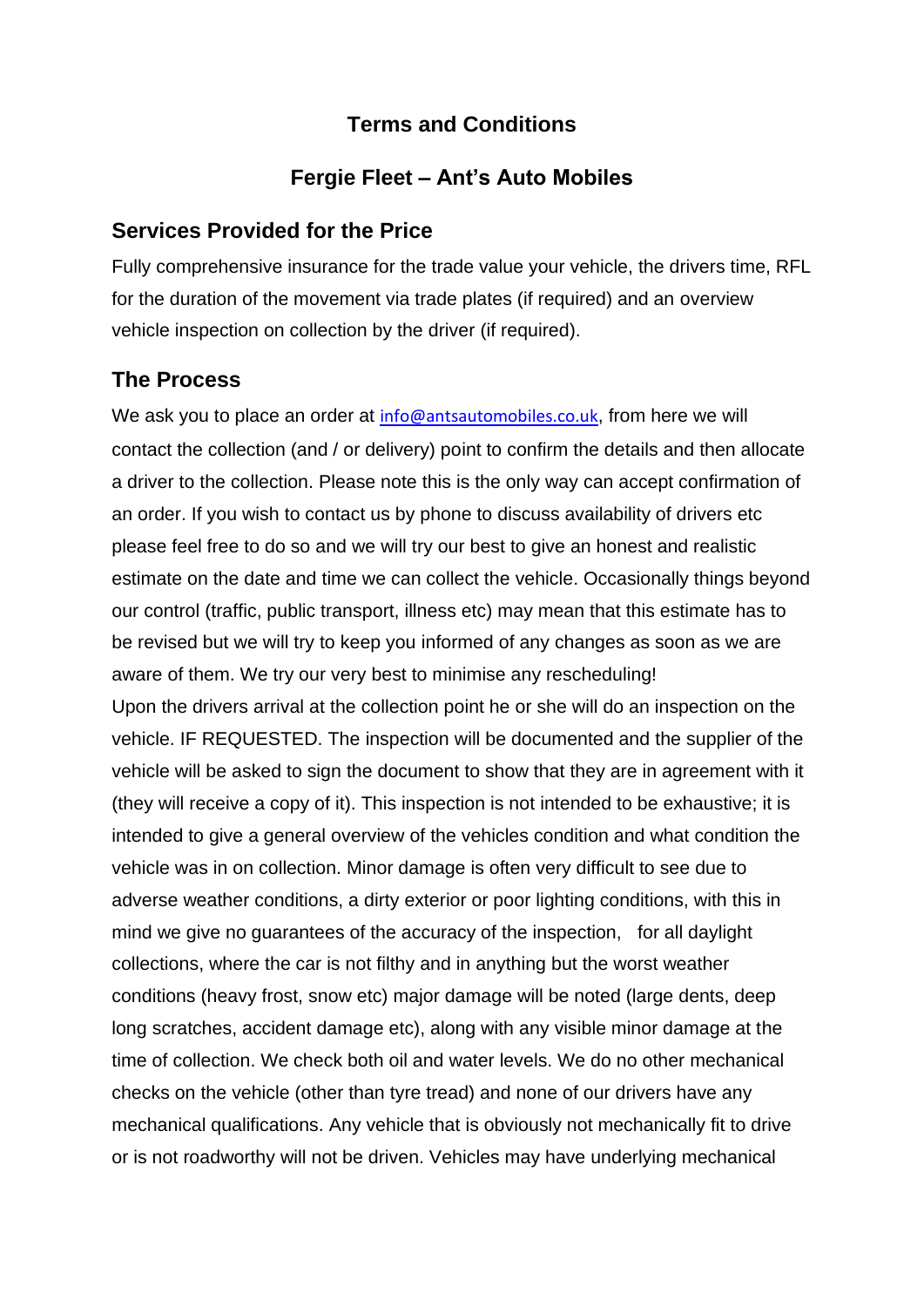# Terms and Conditions

## Fergie Fleet – Ant's Auto Mobiles

### Services Provided for the Price

Fully comprehensive insurance for the trade value your vehicle, the drivers time, RFL for the duration of the movement via trade plates (if required) and an overview vehicle inspection on collection by the driver (if required).

### The Process

We ask you to place an order at info@antsautomobiles.co.uk, from here we will contact the collection (and / or delivery) point to confirm the details and then allocate a driver to the collection. Please note this is the only way can accept confirmation of an order. If you wish to contact us by phone to discuss availability of drivers etc please feel free to do so and we will try our best to give an honest and realistic estimate on the date and time we can collect the vehicle. Occasionally things beyond our control (traffic, public transport, illness etc) may mean that this estimate has to be revised but we will try to keep you informed of any changes as soon as we are aware of them. We try our very best to minimise any rescheduling!

Upon the drivers arrival at the collection point he or she will do an inspection on the vehicle. IF REQUESTED. The inspection will be documented and the supplier of the vehicle will be asked to sign the document to show that they are in agreement with it (they will receive a copy of it). This inspection is not intended to be exhaustive; it is intended to give a general overview of the vehicles condition and what condition the vehicle was in on collection. Minor damage is often very difficult to see due to adverse weather conditions, a dirty exterior or poor lighting conditions, with this in mind we give no guarantees of the accuracy of the inspection, for all daylight collections, where the car is not filthy and in anything but the worst weather conditions (heavy frost, snow etc) major damage will be noted (large dents, deep long scratches, accident damage etc), along with any visible minor damage at the time of collection. We check both oil and water levels. We do no other mechanical checks on the vehicle (other than tyre tread) and none of our drivers have any mechanical qualifications. Any vehicle that is obviously not mechanically fit to drive or is not roadworthy will not be driven. Vehicles may have underlying mechanical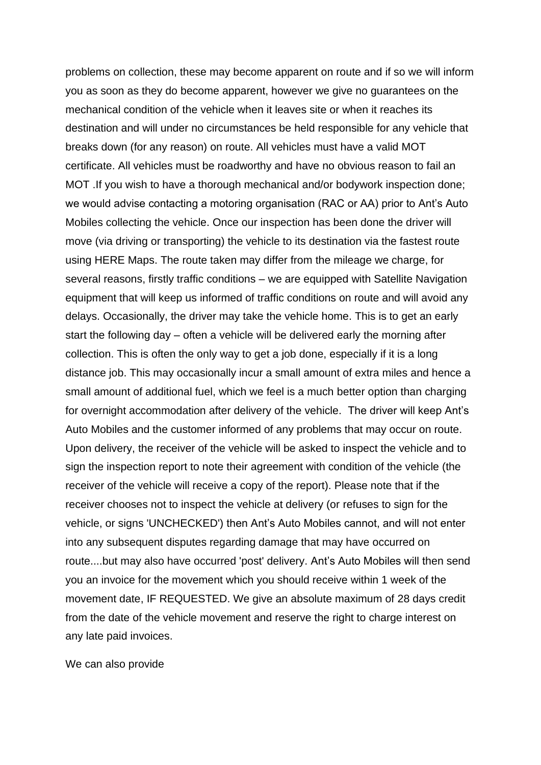problems on collection, these may become apparent on route and if so we will inform you as soon as they do become apparent, however we give no guarantees on the mechanical condition of the vehicle when it leaves site or when it reaches its destination and will under no circumstances be held responsible for any vehicle that breaks down (for any reason) on route. All vehicles must have a valid MOT certificate. All vehicles must be roadworthy and have no obvious reason to fail an MOT .If you wish to have a thorough mechanical and/or bodywork inspection done; we would advise contacting a motoring organisation (RAC or AA) prior to Ant's Auto Mobiles collecting the vehicle. Once our inspection has been done the driver will move (via driving or transporting) the vehicle to its destination via the fastest route using HERE Maps. The route taken may differ from the mileage we charge, for several reasons, firstly traffic conditions – we are equipped with Satellite Navigation equipment that will keep us informed of traffic conditions on route and will avoid any delays. Occasionally, the driver may take the vehicle home. This is to get an early start the following day – often a vehicle will be delivered early the morning after collection. This is often the only way to get a job done, especially if it is a long distance job. This may occasionally incur a small amount of extra miles and hence a small amount of additional fuel, which we feel is a much better option than charging for overnight accommodation after delivery of the vehicle.  The driver will keep Ant's Auto Mobiles and the customer informed of any problems that may occur on route. Upon delivery, the receiver of the vehicle will be asked to inspect the vehicle and to sign the inspection report to note their agreement with condition of the vehicle (the receiver of the vehicle will receive a copy of the report). Please note that if the receiver chooses not to inspect the vehicle at delivery (or refuses to sign for the vehicle, or signs 'UNCHECKED') then Ant's Auto Mobiles cannot, and will not enter into any subsequent disputes regarding damage that may have occurred on route....but may also have occurred 'post' delivery. Ant's Auto Mobiles will then send you an invoice for the movement which you should receive within 1 week of the movement date, IF REQUESTED. We give an absolute maximum of 28 days credit from the date of the vehicle movement and reserve the right to charge interest on any late paid invoices.

We can also provide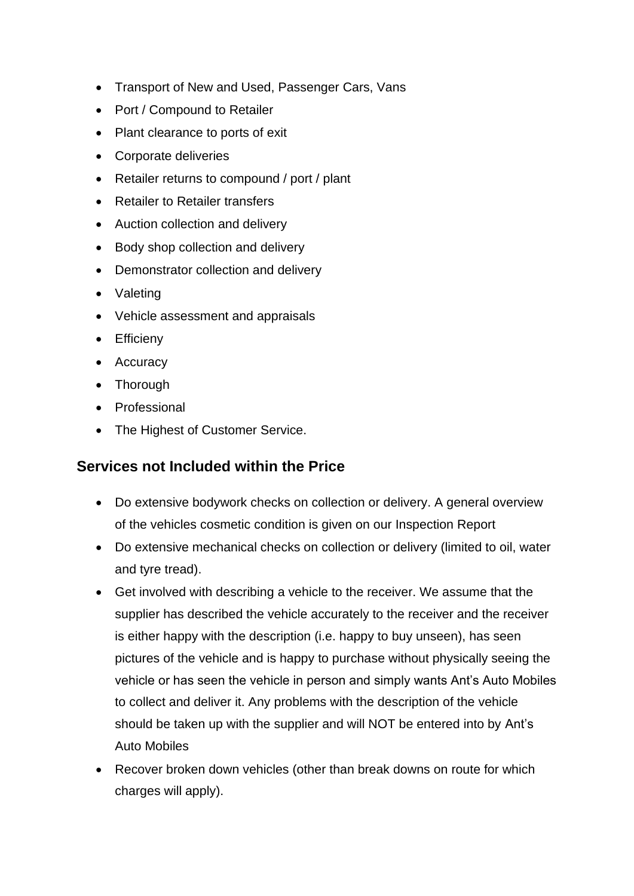- Transport of New and Used, Passenger Cars, Vans
- Port / Compound to Retailer
- Plant clearance to ports of exit
- Corporate deliveries
- Retailer returns to compound / port / plant
- Retailer to Retailer transfers
- Auction collection and delivery
- Body shop collection and delivery
- Demonstrator collection and delivery
- Valeting
- Vehicle assessment and appraisals
- Efficieny
- Accuracy
- Thorough
- Professional
- The Highest of Customer Service.

## Services not Included within the Price

- Do extensive bodywork checks on collection or delivery. A general overview of the vehicles cosmetic condition is given on our Inspection Report
- Do extensive mechanical checks on collection or delivery (limited to oil, water and tyre tread).
- Get involved with describing a vehicle to the receiver. We assume that the supplier has described the vehicle accurately to the receiver and the receiver is either happy with the description (i.e. happy to buy unseen), has seen pictures of the vehicle and is happy to purchase without physically seeing the vehicle or has seen the vehicle in person and simply wants Ant's Auto Mobiles to collect and deliver it. Any problems with the description of the vehicle should be taken up with the supplier and will NOT be entered into by Ant's Auto Mobiles
- Recover broken down vehicles (other than break downs on route for which charges will apply).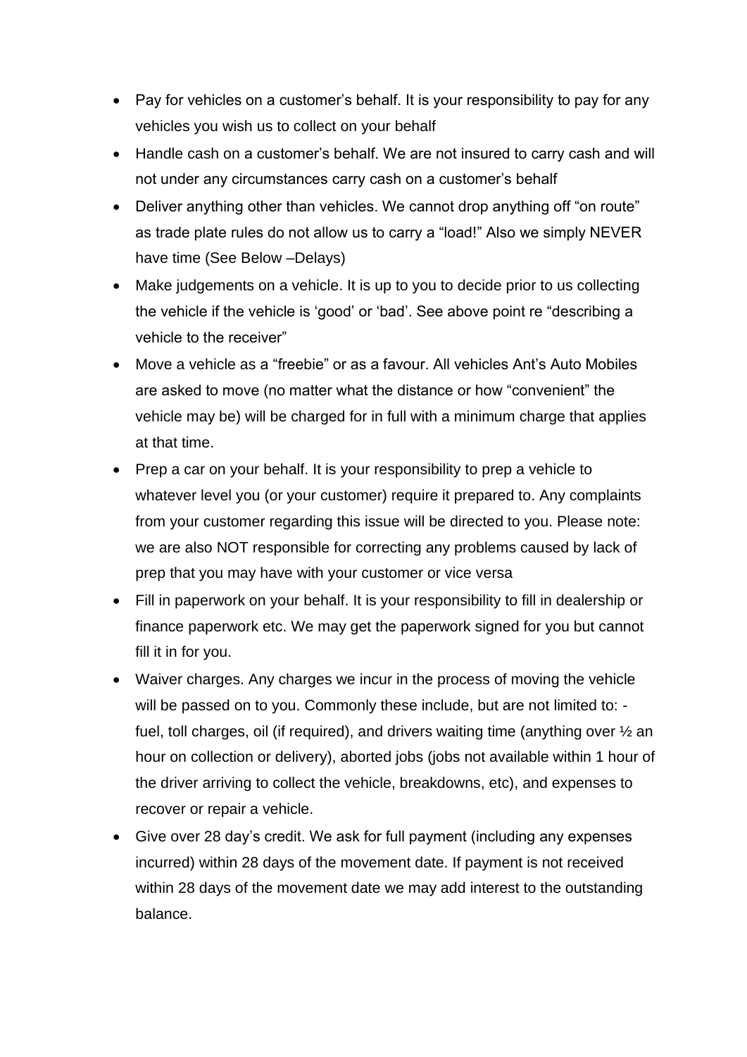- Pay for vehicles on a customer's behalf. It is your responsibility to pay for any vehicles you wish us to collect on your behalf
- Handle cash on a customer's behalf. We are not insured to carry cash and will not under any circumstances carry cash on a customer's behalf
- Deliver anything other than vehicles. We cannot drop anything off "on route" as trade plate rules do not allow us to carry a "load!" Also we simply NEVER have time (See Below –Delays)
- Make judgements on a vehicle. It is up to you to decide prior to us collecting the vehicle if the vehicle is 'good' or 'bad'. See above point re "describing a vehicle to the receiver"
- Move a vehicle as a "freebie" or as a favour. All vehicles Ant's Auto Mobiles are asked to move (no matter what the distance or how "convenient" the vehicle may be) will be charged for in full with a minimum charge that applies at that time.
- Prep a car on your behalf. It is your responsibility to prep a vehicle to whatever level you (or your customer) require it prepared to. Any complaints from your customer regarding this issue will be directed to you. Please note: we are also NOT responsible for correcting any problems caused by lack of prep that you may have with your customer or vice versa
- Fill in paperwork on your behalf. It is your responsibility to fill in dealership or finance paperwork etc. We may get the paperwork signed for you but cannot fill it in for you.
- Waiver charges. Any charges we incur in the process of moving the vehicle will be passed on to you. Commonly these include, but are not limited to: - fuel, toll charges, oil (if required), and drivers waiting time (anything over ½ an hour on collection or delivery), aborted jobs (jobs not available within 1 hour of the driver arriving to collect the vehicle, breakdowns, etc), and expenses to recover or repair a vehicle.
- Give over 28 day's credit. We ask for full payment (including any expenses incurred) within 28 days of the movement date. If payment is not received within 28 days of the movement date we may add interest to the outstanding balance.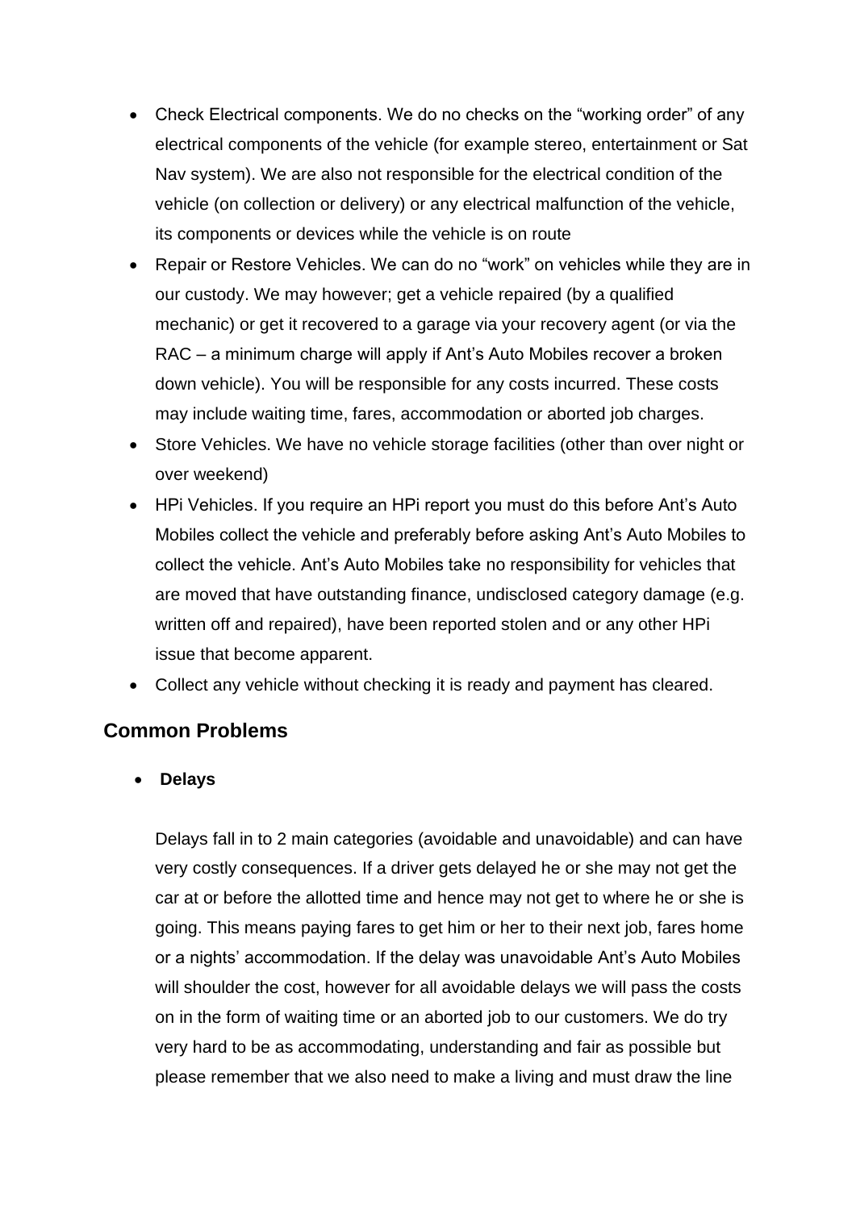- Check Electrical components. We do no checks on the "working order" of any electrical components of the vehicle (for example stereo, entertainment or Sat Nav system). We are also not responsible for the electrical condition of the vehicle (on collection or delivery) or any electrical malfunction of the vehicle, its components or devices while the vehicle is on route
- Repair or Restore Vehicles. We can do no "work" on vehicles while they are in our custody. We may however; get a vehicle repaired (by a qualified mechanic) or get it recovered to a garage via your recovery agent (or via the RAC – a minimum charge will apply if Ant's Auto Mobiles recover a broken down vehicle). You will be responsible for any costs incurred. These costs may include waiting time, fares, accommodation or aborted job charges.
- Store Vehicles. We have no vehicle storage facilities (other than over night or over weekend)
- HPi Vehicles. If you require an HPi report you must do this before Ant's Auto Mobiles collect the vehicle and preferably before asking Ant's Auto Mobiles to collect the vehicle. Ant's Auto Mobiles take no responsibility for vehicles that are moved that have outstanding finance, undisclosed category damage (e.g. written off and repaired), have been reported stolen and or any other HPi issue that become apparent.
- Collect any vehicle without checking it is ready and payment has cleared.

## Common Problems

- **Delays**

  Delays fall in to 2 main categories (avoidable and unavoidable) and can have very costly consequences. If a driver gets delayed he or she may not get the car at or before the allotted time and hence may not get to where he or she is going. This means paying fares to get him or her to their next job, fares home or a nights' accommodation. If the delay was unavoidable Ant's Auto Mobiles will shoulder the cost, however for all avoidable delays we will pass the costs on in the form of waiting time or an aborted job to our customers. We do try very hard to be as accommodating, understanding and fair as possible but please remember that we also need to make a living and must draw the line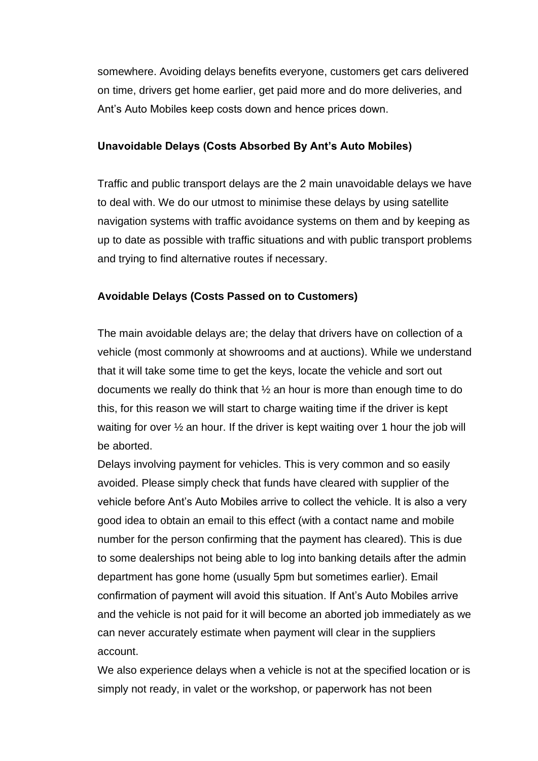somewhere. Avoiding delays benefits everyone, customers get cars delivered on time, drivers get home earlier, get paid more and do more deliveries, and Ant's Auto Mobiles keep costs down and hence prices down.

**Unavoidable Delays (Costs Absorbed By Ant's Auto Mobiles)**

Traffic and public transport delays are the 2 main unavoidable delays we have to deal with. We do our utmost to minimise these delays by using satellite navigation systems with traffic avoidance systems on them and by keeping as up to date as possible with traffic situations and with public transport problems and trying to find alternative routes if necessary.

**Avoidable Delays (Costs Passed on to Customers)**

The main avoidable delays are; the delay that drivers have on collection of a vehicle (most commonly at showrooms and at auctions). While we understand that it will take some time to get the keys, locate the vehicle and sort out documents we really do think that ½ an hour is more than enough time to do this, for this reason we will start to charge waiting time if the driver is kept waiting for over ½ an hour. If the driver is kept waiting over 1 hour the job will be aborted.
Delays involving payment for vehicles. This is very common and so easily avoided. Please simply check that funds have cleared with supplier of the vehicle before Ant's Auto Mobiles arrive to collect the vehicle. It is also a very good idea to obtain an email to this effect (with a contact name and mobile number for the person confirming that the payment has cleared). This is due to some dealerships not being able to log into banking details after the admin department has gone home (usually 5pm but sometimes earlier). Email confirmation of payment will avoid this situation. If Ant's Auto Mobiles arrive and the vehicle is not paid for it will become an aborted job immediately as we can never accurately estimate when payment will clear in the suppliers account.
We also experience delays when a vehicle is not at the specified location or is simply not ready, in valet or the workshop, or paperwork has not been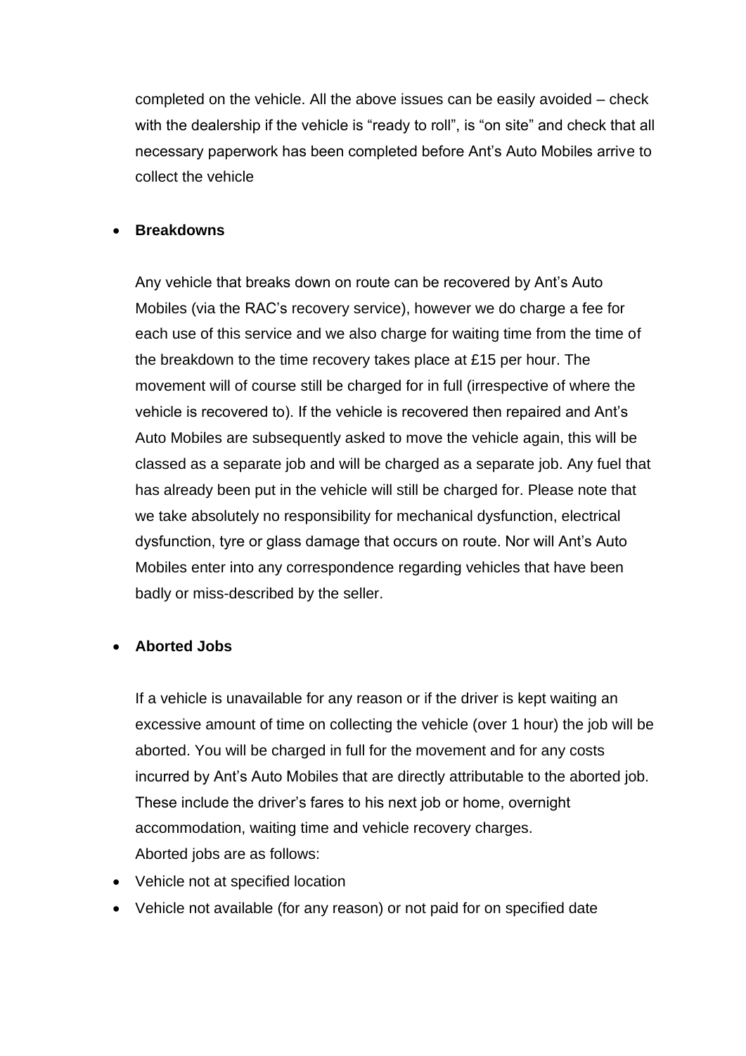completed on the vehicle. All the above issues can be easily avoided – check with the dealership if the vehicle is "ready to roll", is "on site" and check that all necessary paperwork has been completed before Ant's Auto Mobiles arrive to collect the vehicle

- **Breakdowns**

  Any vehicle that breaks down on route can be recovered by Ant's Auto Mobiles (via the RAC's recovery service), however we do charge a fee for each use of this service and we also charge for waiting time from the time of the breakdown to the time recovery takes place at £15 per hour. The movement will of course still be charged for in full (irrespective of where the vehicle is recovered to). If the vehicle is recovered then repaired and Ant's Auto Mobiles are subsequently asked to move the vehicle again, this will be classed as a separate job and will be charged as a separate job. Any fuel that has already been put in the vehicle will still be charged for. Please note that we take absolutely no responsibility for mechanical dysfunction, electrical dysfunction, tyre or glass damage that occurs on route. Nor will Ant's Auto Mobiles enter into any correspondence regarding vehicles that have been badly or miss-described by the seller.

- **Aborted Jobs**

  If a vehicle is unavailable for any reason or if the driver is kept waiting an excessive amount of time on collecting the vehicle (over 1 hour) the job will be aborted. You will be charged in full for the movement and for any costs incurred by Ant's Auto Mobiles that are directly attributable to the aborted job. These include the driver's fares to his next job or home, overnight accommodation, waiting time and vehicle recovery charges.
  Aborted jobs are as follows:

- Vehicle not at specified location
- Vehicle not available (for any reason) or not paid for on specified date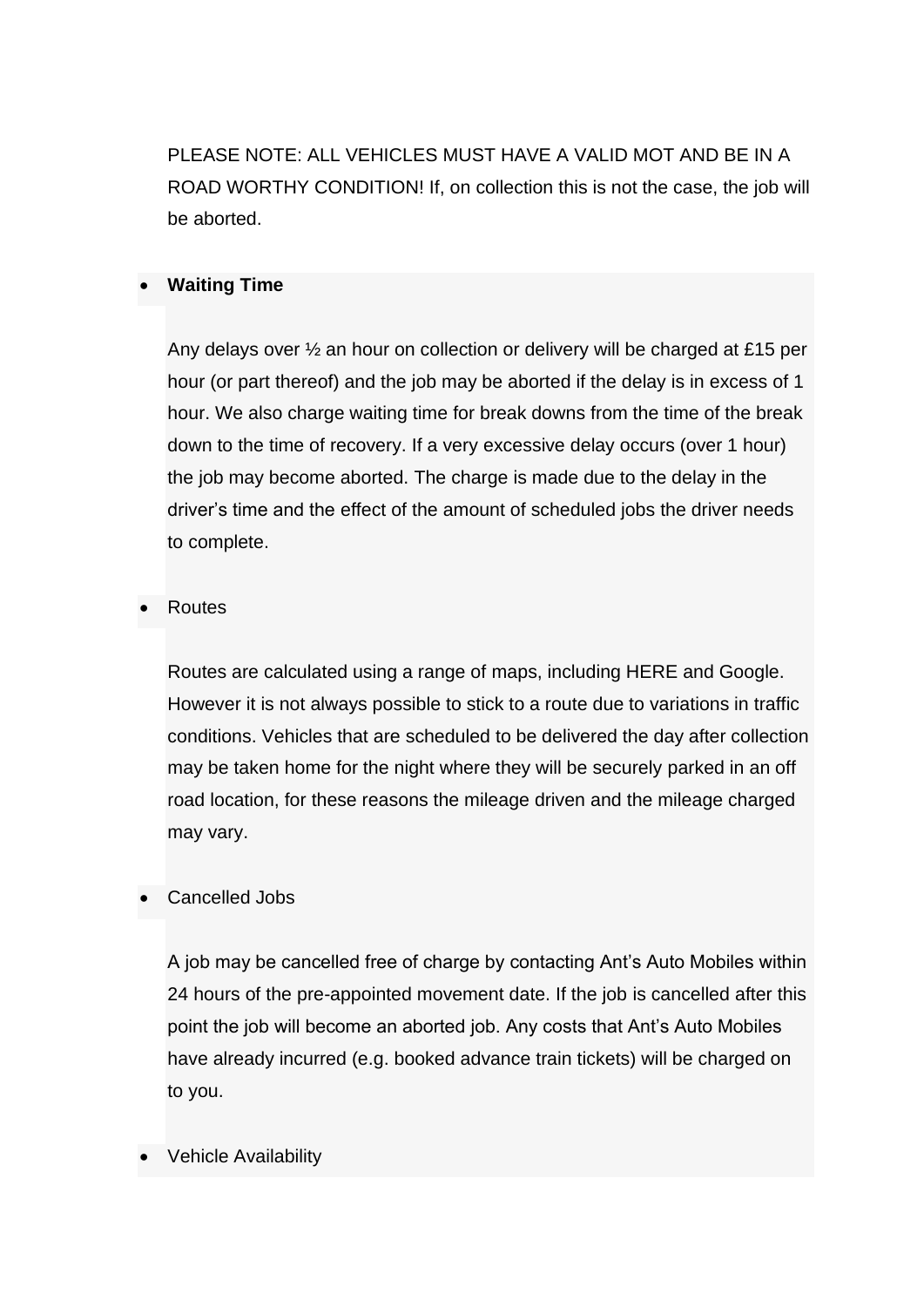PLEASE NOTE: ALL VEHICLES MUST HAVE A VALID MOT AND BE IN A ROAD WORTHY CONDITION! If, on collection this is not the case, the job will be aborted.

- **Waiting Time**

  Any delays over ½ an hour on collection or delivery will be charged at £15 per hour (or part thereof) and the job may be aborted if the delay is in excess of 1 hour. We also charge waiting time for break downs from the time of the break down to the time of recovery. If a very excessive delay occurs (over 1 hour) the job may become aborted. The charge is made due to the delay in the driver's time and the effect of the amount of scheduled jobs the driver needs to complete.

- Routes

  Routes are calculated using a range of maps, including HERE and Google. However it is not always possible to stick to a route due to variations in traffic conditions. Vehicles that are scheduled to be delivered the day after collection may be taken home for the night where they will be securely parked in an off road location, for these reasons the mileage driven and the mileage charged may vary.

- Cancelled Jobs

  A job may be cancelled free of charge by contacting Ant's Auto Mobiles within 24 hours of the pre-appointed movement date. If the job is cancelled after this point the job will become an aborted job. Any costs that Ant's Auto Mobiles have already incurred (e.g. booked advance train tickets) will be charged on to you.

- Vehicle Availability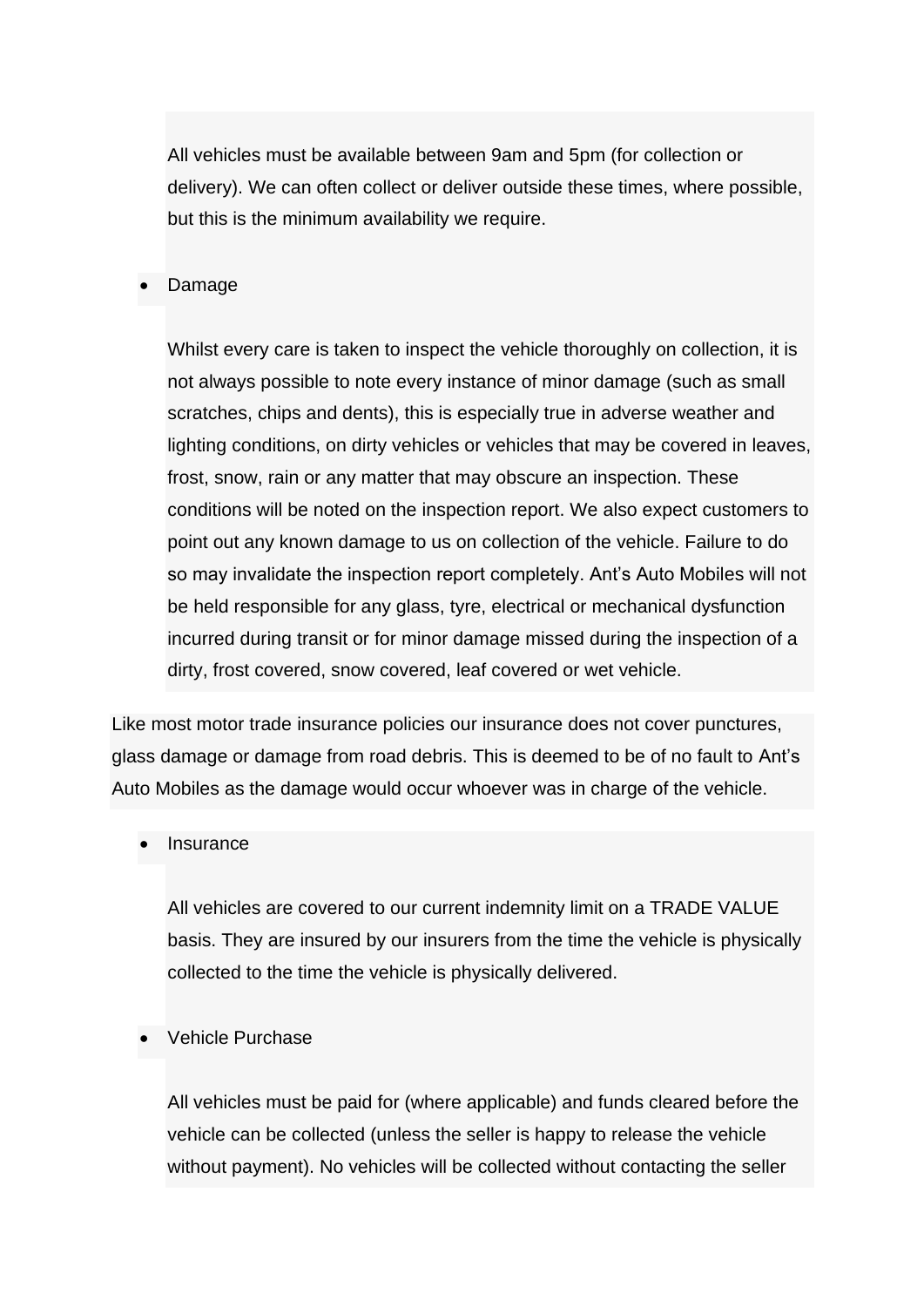All vehicles must be available between 9am and 5pm (for collection or delivery). We can often collect or deliver outside these times, where possible, but this is the minimum availability we require.

- Damage

  Whilst every care is taken to inspect the vehicle thoroughly on collection, it is not always possible to note every instance of minor damage (such as small scratches, chips and dents), this is especially true in adverse weather and lighting conditions, on dirty vehicles or vehicles that may be covered in leaves, frost, snow, rain or any matter that may obscure an inspection. These conditions will be noted on the inspection report. We also expect customers to point out any known damage to us on collection of the vehicle. Failure to do so may invalidate the inspection report completely. Ant's Auto Mobiles will not be held responsible for any glass, tyre, electrical or mechanical dysfunction incurred during transit or for minor damage missed during the inspection of a dirty, frost covered, snow covered, leaf covered or wet vehicle.

Like most motor trade insurance policies our insurance does not cover punctures, glass damage or damage from road debris. This is deemed to be of no fault to Ant's Auto Mobiles as the damage would occur whoever was in charge of the vehicle.

- Insurance

  All vehicles are covered to our current indemnity limit on a TRADE VALUE basis. They are insured by our insurers from the time the vehicle is physically collected to the time the vehicle is physically delivered.

- Vehicle Purchase

  All vehicles must be paid for (where applicable) and funds cleared before the vehicle can be collected (unless the seller is happy to release the vehicle without payment). No vehicles will be collected without contacting the seller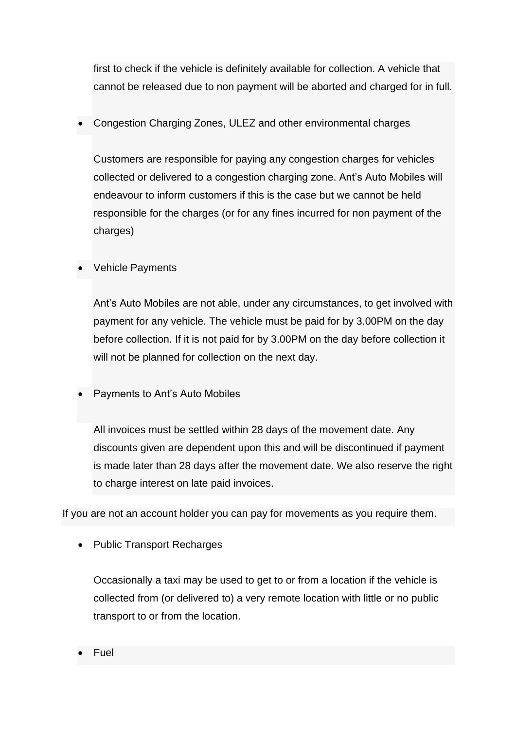first to check if the vehicle is definitely available for collection. A vehicle that cannot be released due to non payment will be aborted and charged for in full.

- Congestion Charging Zones, ULEZ and other environmental charges

  Customers are responsible for paying any congestion charges for vehicles collected or delivered to a congestion charging zone. Ant's Auto Mobiles will endeavour to inform customers if this is the case but we cannot be held responsible for the charges (or for any fines incurred for non payment of the charges)

- Vehicle Payments

  Ant's Auto Mobiles are not able, under any circumstances, to get involved with payment for any vehicle. The vehicle must be paid for by 3.00PM on the day before collection. If it is not paid for by 3.00PM on the day before collection it will not be planned for collection on the next day.

- Payments to Ant's Auto Mobiles

  All invoices must be settled within 28 days of the movement date. Any discounts given are dependent upon this and will be discontinued if payment is made later than 28 days after the movement date. We also reserve the right to charge interest on late paid invoices.

If you are not an account holder you can pay for movements as you require them.

- Public Transport Recharges

  Occasionally a taxi may be used to get to or from a location if the vehicle is collected from (or delivered to) a very remote location with little or no public transport to or from the location.

- Fuel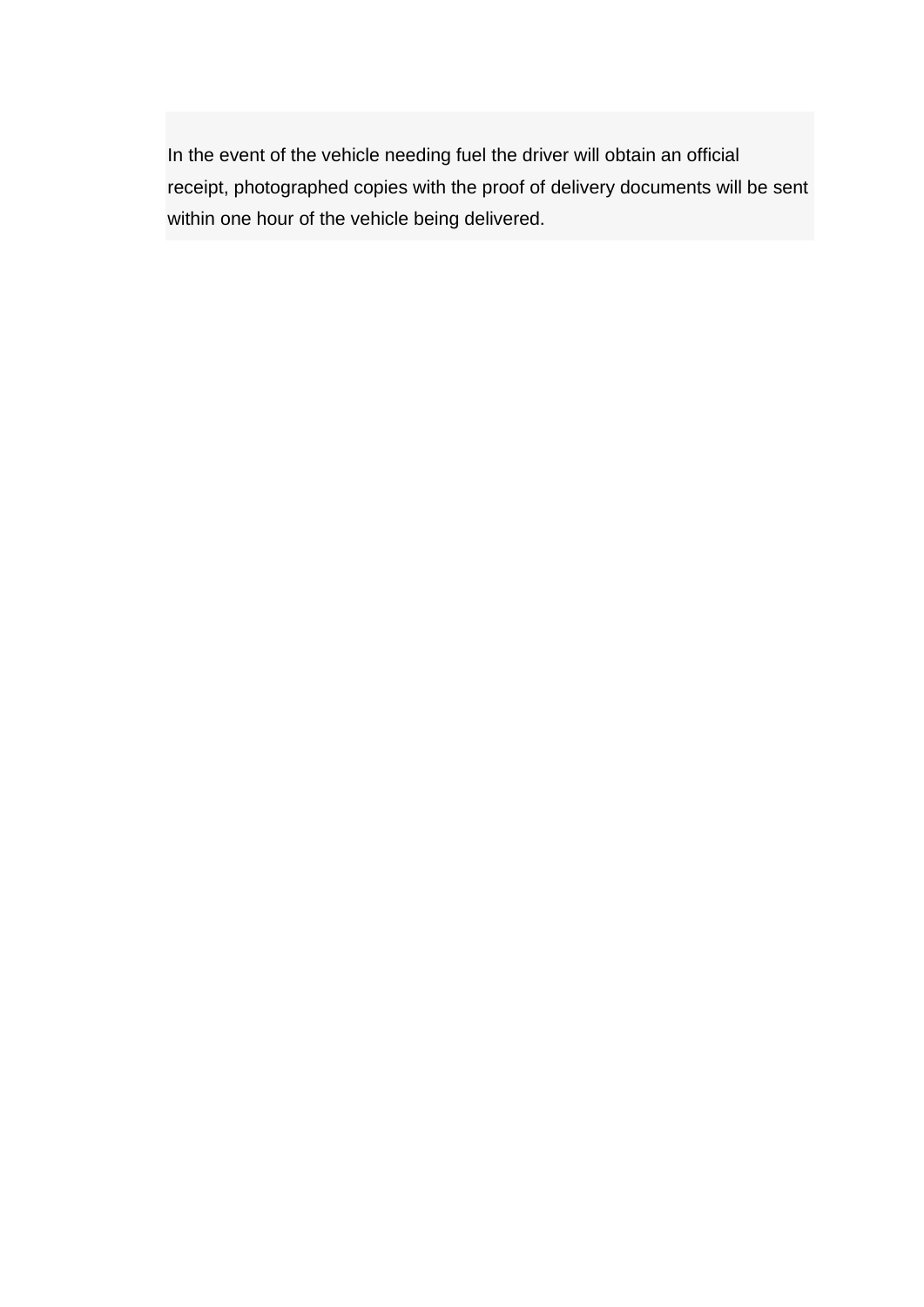In the event of the vehicle needing fuel the driver will obtain an official receipt, photographed copies with the proof of delivery documents will be sent within one hour of the vehicle being delivered.